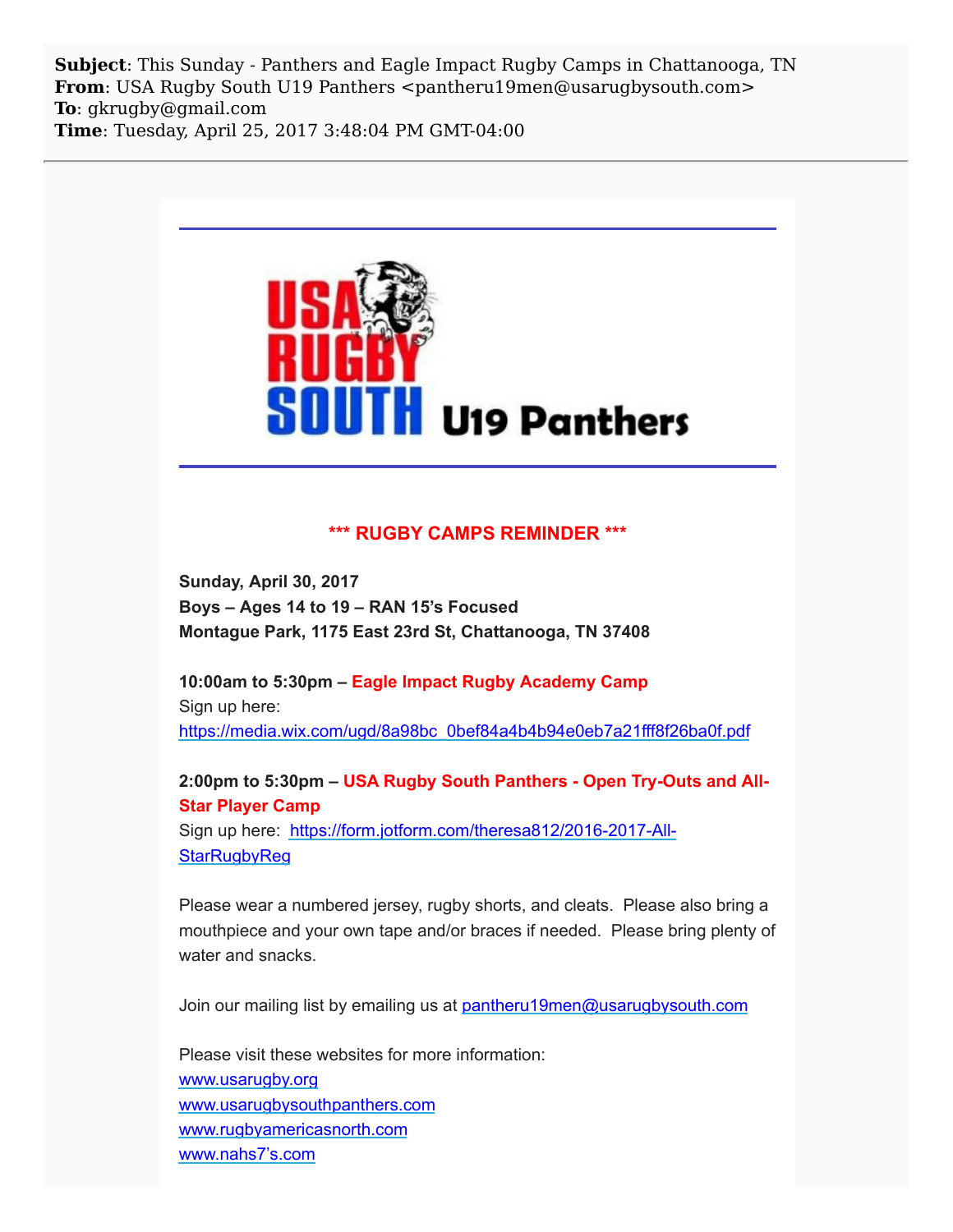**Subject**: This Sunday - Panthers and Eagle Impact Rugby Camps in Chattanooga, TN
**From**: USA Rugby South U19 Panthers <pantheru19men@usarugbysouth.com>
**To**: gkrugby@gmail.com
**Time**: Tuesday, April 25, 2017 3:48:04 PM GMT-04:00

---

USA RUGBY SOUTH U19 Panthers

---

**\*\*\* RUGBY CAMPS REMINDER \*\*\***

**Sunday, April 30, 2017**
**Boys – Ages 14 to 19 – RAN 15's Focused**
**Montague Park, 1175 East 23rd St, Chattanooga, TN 37408**

**10:00am to 5:30pm – Eagle Impact Rugby Academy Camp**
Sign up here:
https://media.wix.com/ugd/8a98bc_0bef84a4b4b94e0eb7a21fff8f26ba0f.pdf

**2:00pm to 5:30pm – USA Rugby South Panthers - Open Try-Outs and All-Star Player Camp**
Sign up here: https://form.jotform.com/theresa812/2016-2017-All-StarRugbyReg

Please wear a numbered jersey, rugby shorts, and cleats. Please also bring a mouthpiece and your own tape and/or braces if needed. Please bring plenty of water and snacks.

Join our mailing list by emailing us at pantheru19men@usarugbysouth.com

Please visit these websites for more information:
www.usarugby.org
www.usarugbysouthpanthers.com
www.rugbyamericasnorth.com
www.nahs7's.com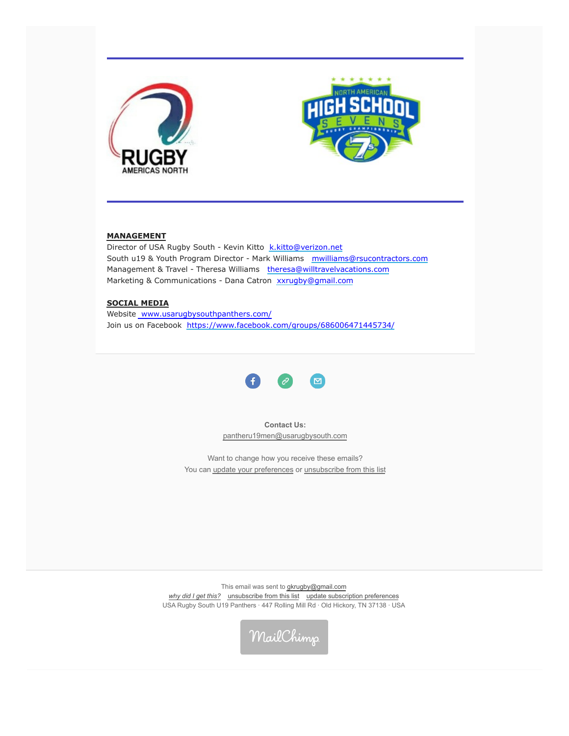**MANAGEMENT**

Director of USA Rugby South - Kevin Kitto k.kitto@verizon.net
South u19 & Youth Program Director - Mark Williams mwilliams@rsucontractors.com
Management & Travel - Theresa Williams theresa@willtravelvacations.com
Marketing & Communications - Dana Catron xxrugby@gmail.com

**SOCIAL MEDIA**

Website www.usarugbysouthpanthers.com/
Join us on Facebook https://www.facebook.com/groups/686006471445734/

**Contact Us:**
pantheru19men@usarugbysouth.com

Want to change how you receive these emails?
You can update your preferences or unsubscribe from this list

This email was sent to gkrugby@gmail.com
*why did I get this?* unsubscribe from this list update subscription preferences
USA Rugby South U19 Panthers · 447 Rolling Mill Rd · Old Hickory, TN 37138 · USA